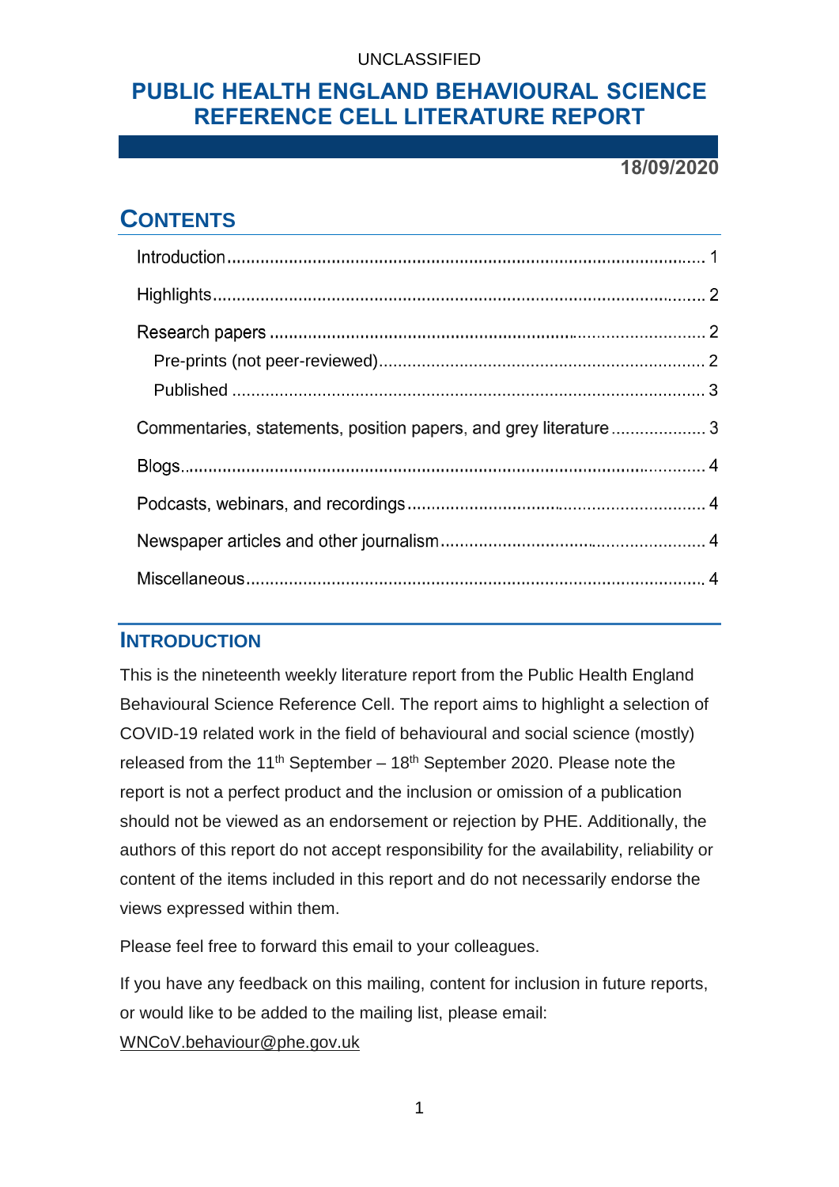UNCLASSIFIED

# PUBLIC HEALTH ENGLAND BEHAVIOURAL SCIENCE REFERENCE CELL LITERATURE REPORT

**18/09/2020**

## CONTENTS

- Introduction ..... 1
- Highlights ..... 2
- Research papers ..... 2
  - Pre-prints (not peer-reviewed) ..... 2
  - Published ..... 3
- Commentaries, statements, position papers, and grey literature ..... 3
- Blogs ..... 4
- Podcasts, webinars, and recordings ..... 4
- Newspaper articles and other journalism ..... 4
- Miscellaneous ..... 4

## INTRODUCTION

This is the nineteenth weekly literature report from the Public Health England Behavioural Science Reference Cell. The report aims to highlight a selection of COVID-19 related work in the field of behavioural and social science (mostly) released from the 11th September – 18th September 2020. Please note the report is not a perfect product and the inclusion or omission of a publication should not be viewed as an endorsement or rejection by PHE. Additionally, the authors of this report do not accept responsibility for the availability, reliability or content of the items included in this report and do not necessarily endorse the views expressed within them.

Please feel free to forward this email to your colleagues.

If you have any feedback on this mailing, content for inclusion in future reports, or would like to be added to the mailing list, please email: WNCoV.behaviour@phe.gov.uk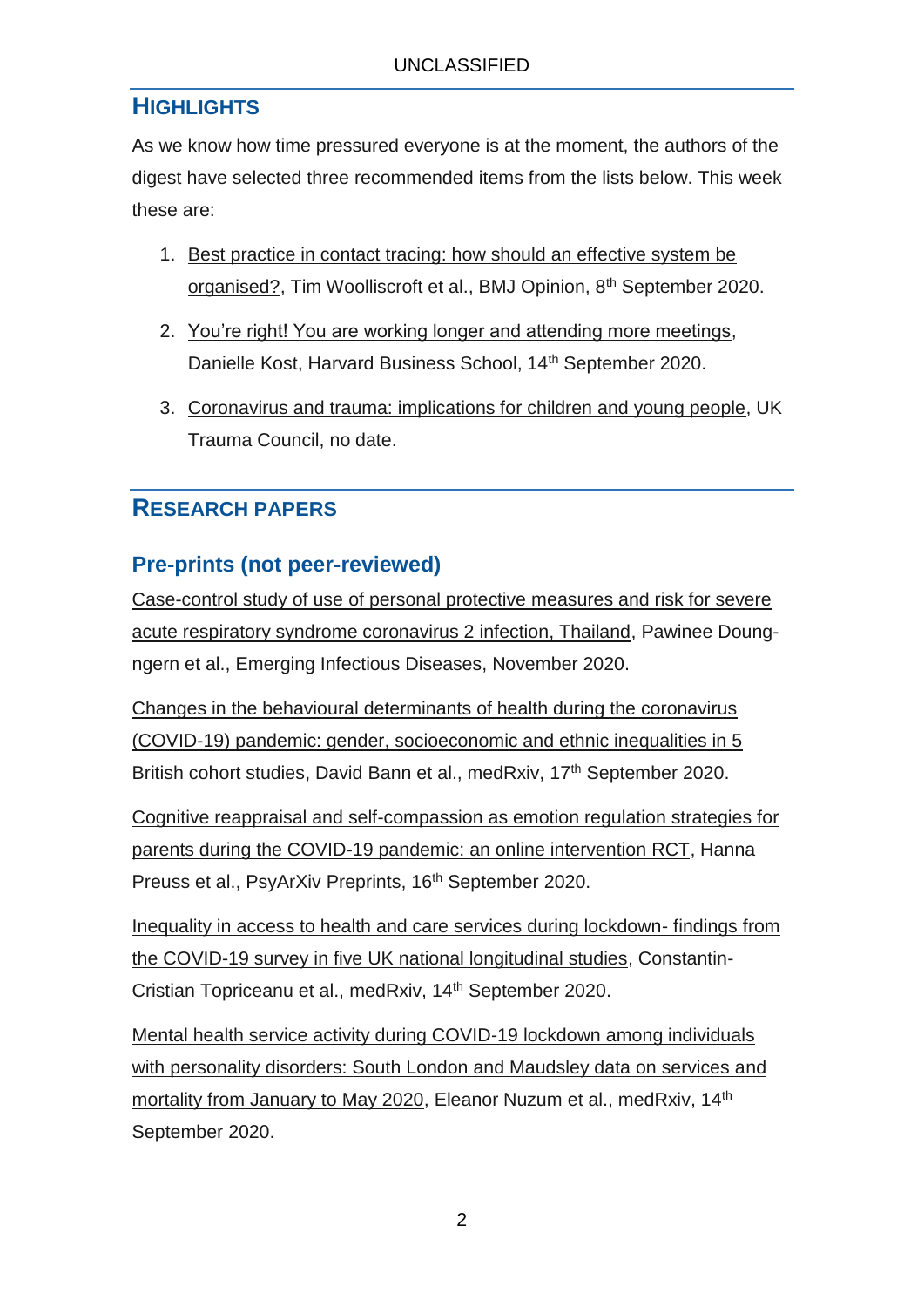## HIGHLIGHTS

As we know how time pressured everyone is at the moment, the authors of the digest have selected three recommended items from the lists below. This week these are:

1. Best practice in contact tracing: how should an effective system be organised?, Tim Woolliscroft et al., BMJ Opinion, 8th September 2020.
2. You're right! You are working longer and attending more meetings, Danielle Kost, Harvard Business School, 14th September 2020.
3. Coronavirus and trauma: implications for children and young people, UK Trauma Council, no date.

## RESEARCH PAPERS

### Pre-prints (not peer-reviewed)

Case-control study of use of personal protective measures and risk for severe acute respiratory syndrome coronavirus 2 infection, Thailand, Pawinee Doung-ngern et al., Emerging Infectious Diseases, November 2020.

Changes in the behavioural determinants of health during the coronavirus (COVID-19) pandemic: gender, socioeconomic and ethnic inequalities in 5 British cohort studies, David Bann et al., medRxiv, 17th September 2020.

Cognitive reappraisal and self-compassion as emotion regulation strategies for parents during the COVID-19 pandemic: an online intervention RCT, Hanna Preuss et al., PsyArXiv Preprints, 16th September 2020.

Inequality in access to health and care services during lockdown- findings from the COVID-19 survey in five UK national longitudinal studies, Constantin-Cristian Topriceanu et al., medRxiv, 14th September 2020.

Mental health service activity during COVID-19 lockdown among individuals with personality disorders: South London and Maudsley data on services and mortality from January to May 2020, Eleanor Nuzum et al., medRxiv, 14th September 2020.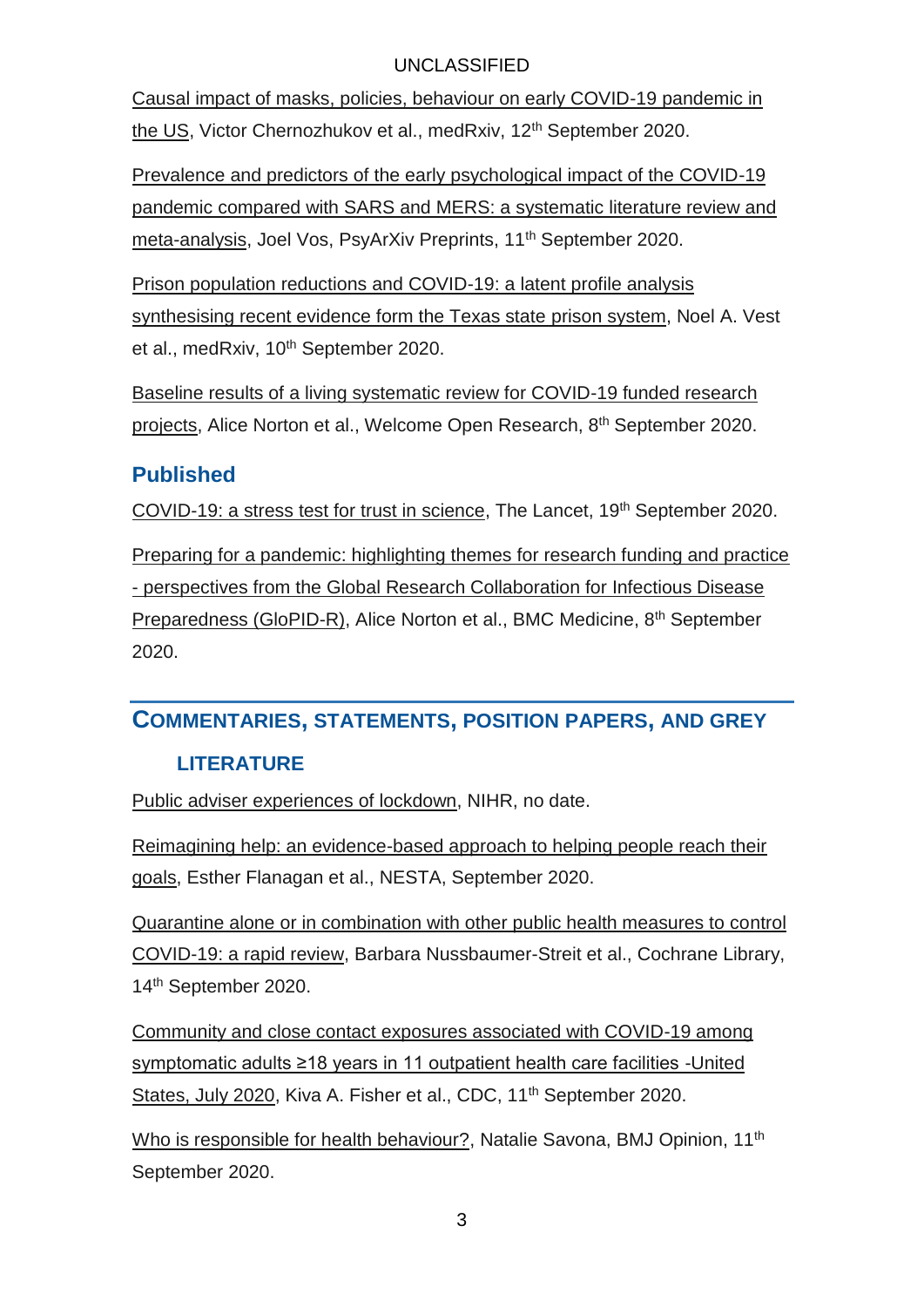Causal impact of masks, policies, behaviour on early COVID-19 pandemic in the US, Victor Chernozhukov et al., medRxiv, 12th September 2020.

Prevalence and predictors of the early psychological impact of the COVID-19 pandemic compared with SARS and MERS: a systematic literature review and meta-analysis, Joel Vos, PsyArXiv Preprints, 11th September 2020.

Prison population reductions and COVID-19: a latent profile analysis synthesising recent evidence form the Texas state prison system, Noel A. Vest et al., medRxiv, 10th September 2020.

Baseline results of a living systematic review for COVID-19 funded research projects, Alice Norton et al., Welcome Open Research, 8th September 2020.

## Published

COVID-19: a stress test for trust in science, The Lancet, 19th September 2020.

Preparing for a pandemic: highlighting themes for research funding and practice - perspectives from the Global Research Collaboration for Infectious Disease Preparedness (GloPID-R), Alice Norton et al., BMC Medicine, 8th September 2020.

# COMMENTARIES, STATEMENTS, POSITION PAPERS, AND GREY LITERATURE

Public adviser experiences of lockdown, NIHR, no date.

Reimagining help: an evidence-based approach to helping people reach their goals, Esther Flanagan et al., NESTA, September 2020.

Quarantine alone or in combination with other public health measures to control COVID-19: a rapid review, Barbara Nussbaumer-Streit et al., Cochrane Library, 14th September 2020.

Community and close contact exposures associated with COVID-19 among symptomatic adults ≥18 years in 11 outpatient health care facilities -United States, July 2020, Kiva A. Fisher et al., CDC, 11th September 2020.

Who is responsible for health behaviour?, Natalie Savona, BMJ Opinion, 11th September 2020.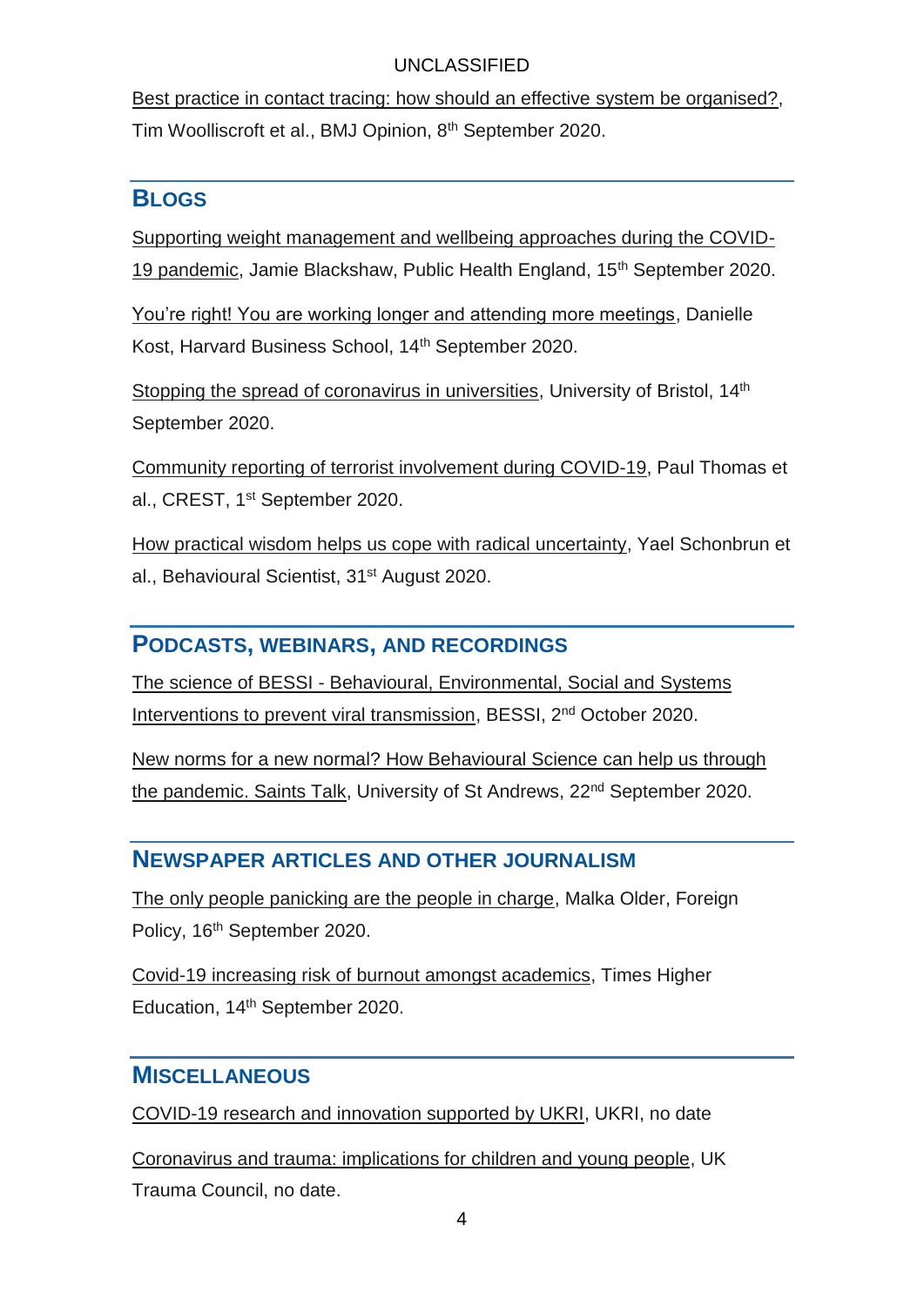Best practice in contact tracing: how should an effective system be organised?, Tim Woolliscroft et al., BMJ Opinion, 8th September 2020.

## Blogs

Supporting weight management and wellbeing approaches during the COVID-19 pandemic, Jamie Blackshaw, Public Health England, 15th September 2020.

You're right! You are working longer and attending more meetings, Danielle Kost, Harvard Business School, 14th September 2020.

Stopping the spread of coronavirus in universities, University of Bristol, 14th September 2020.

Community reporting of terrorist involvement during COVID-19, Paul Thomas et al., CREST, 1st September 2020.

How practical wisdom helps us cope with radical uncertainty, Yael Schonbrun et al., Behavioural Scientist, 31st August 2020.

## Podcasts, Webinars, and Recordings

The science of BESSI - Behavioural, Environmental, Social and Systems Interventions to prevent viral transmission, BESSI, 2nd October 2020.

New norms for a new normal? How Behavioural Science can help us through the pandemic. Saints Talk, University of St Andrews, 22nd September 2020.

## Newspaper Articles and Other Journalism

The only people panicking are the people in charge, Malka Older, Foreign Policy, 16th September 2020.

Covid-19 increasing risk of burnout amongst academics, Times Higher Education, 14th September 2020.

## Miscellaneous

COVID-19 research and innovation supported by UKRI, UKRI, no date

Coronavirus and trauma: implications for children and young people, UK Trauma Council, no date.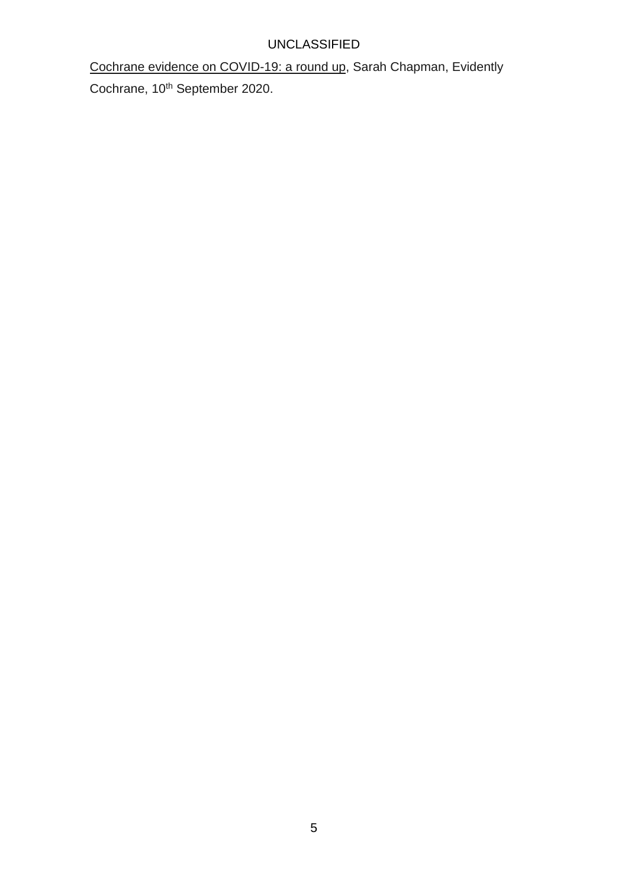Cochrane evidence on COVID-19: a round up, Sarah Chapman, Evidently Cochrane, 10th September 2020.